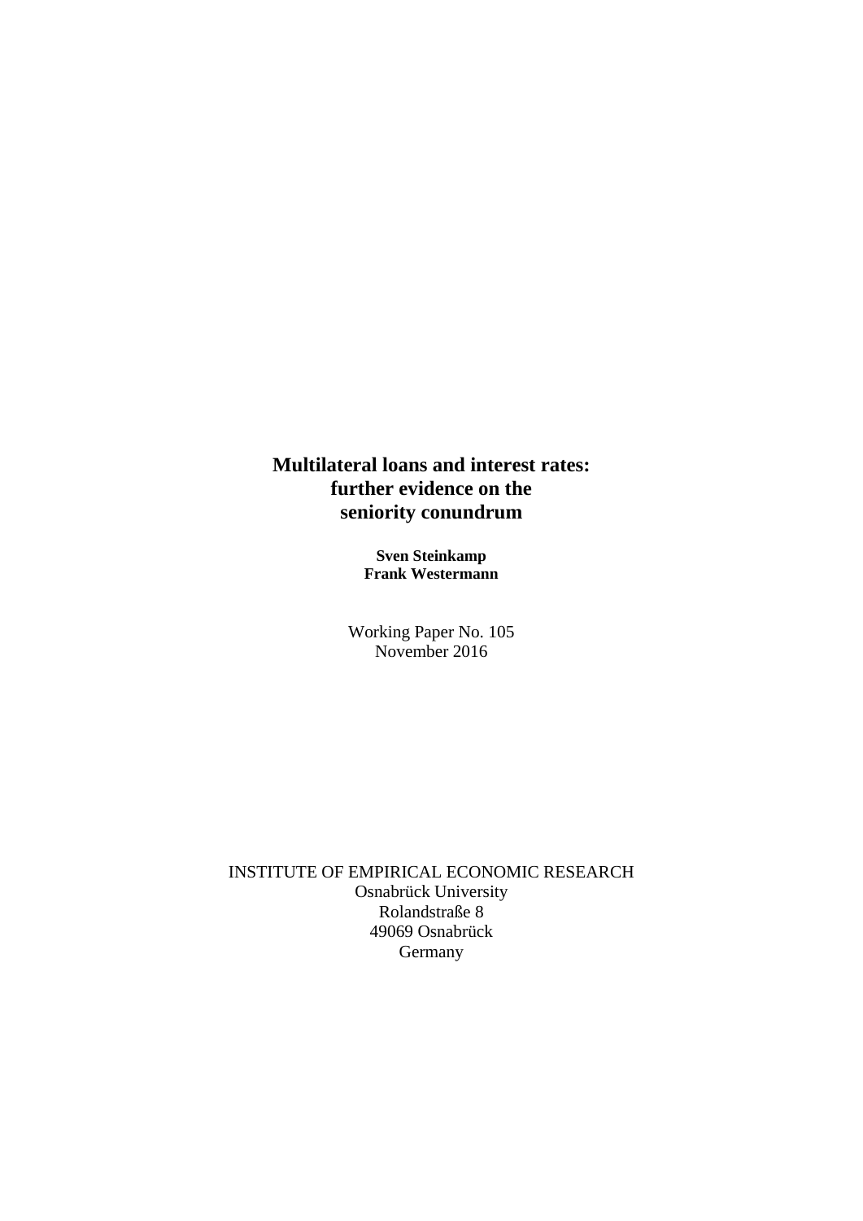# Multilateral loans and interest rates: further evidence on the seniority conundrum

**Sven Steinkamp**
**Frank Westermann**

Working Paper No. 105
November 2016

INSTITUTE OF EMPIRICAL ECONOMIC RESEARCH
Osnabrück University
Rolandstraße 8
49069 Osnabrück
Germany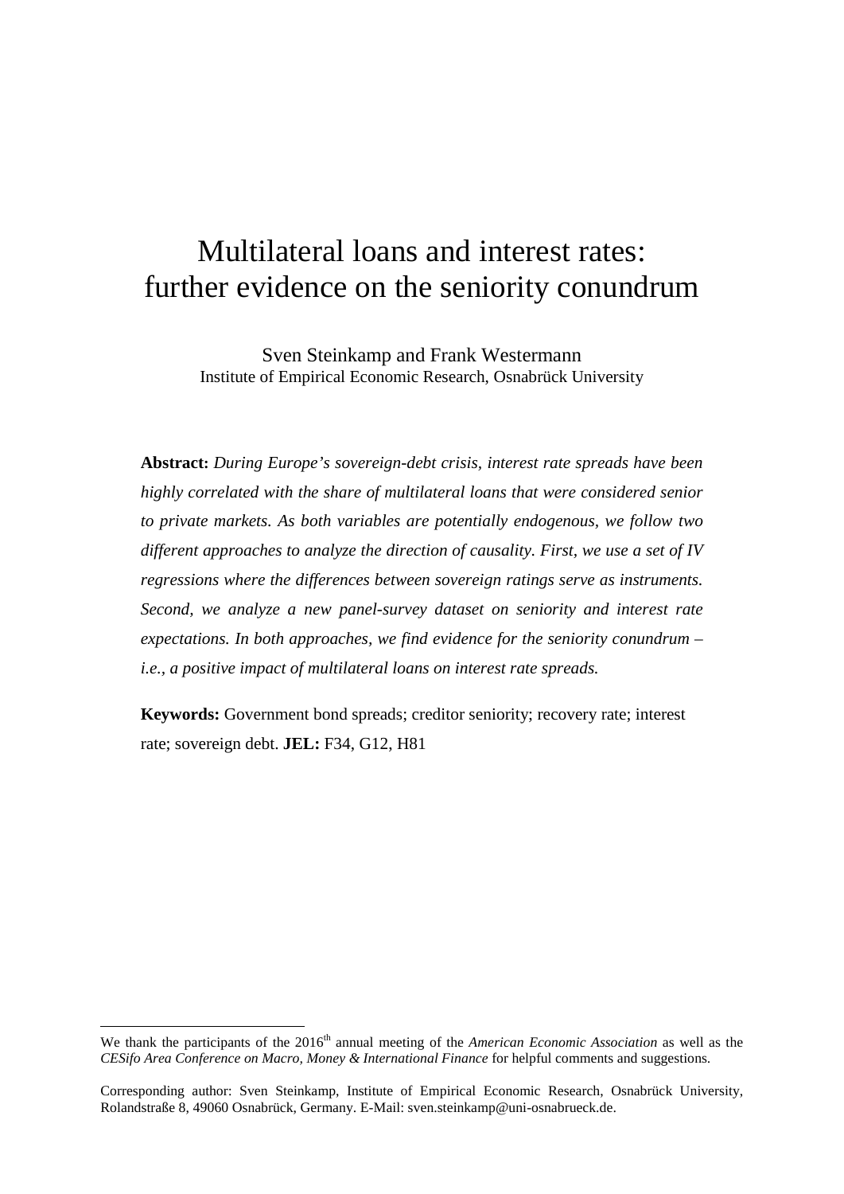# Multilateral loans and interest rates: further evidence on the seniority conundrum

Sven Steinkamp and Frank Westermann
Institute of Empirical Economic Research, Osnabrück University

**Abstract:** *During Europe's sovereign-debt crisis, interest rate spreads have been highly correlated with the share of multilateral loans that were considered senior to private markets. As both variables are potentially endogenous, we follow two different approaches to analyze the direction of causality. First, we use a set of IV regressions where the differences between sovereign ratings serve as instruments. Second, we analyze a new panel-survey dataset on seniority and interest rate expectations. In both approaches, we find evidence for the seniority conundrum – i.e., a positive impact of multilateral loans on interest rate spreads.*

**Keywords:** Government bond spreads; creditor seniority; recovery rate; interest rate; sovereign debt. **JEL:** F34, G12, H81

---

We thank the participants of the 2016th annual meeting of the *American Economic Association* as well as the *CESifo Area Conference on Macro, Money & International Finance* for helpful comments and suggestions.

Corresponding author: Sven Steinkamp, Institute of Empirical Economic Research, Osnabrück University, Rolandstraße 8, 49060 Osnabrück, Germany. E-Mail: sven.steinkamp@uni-osnabrueck.de.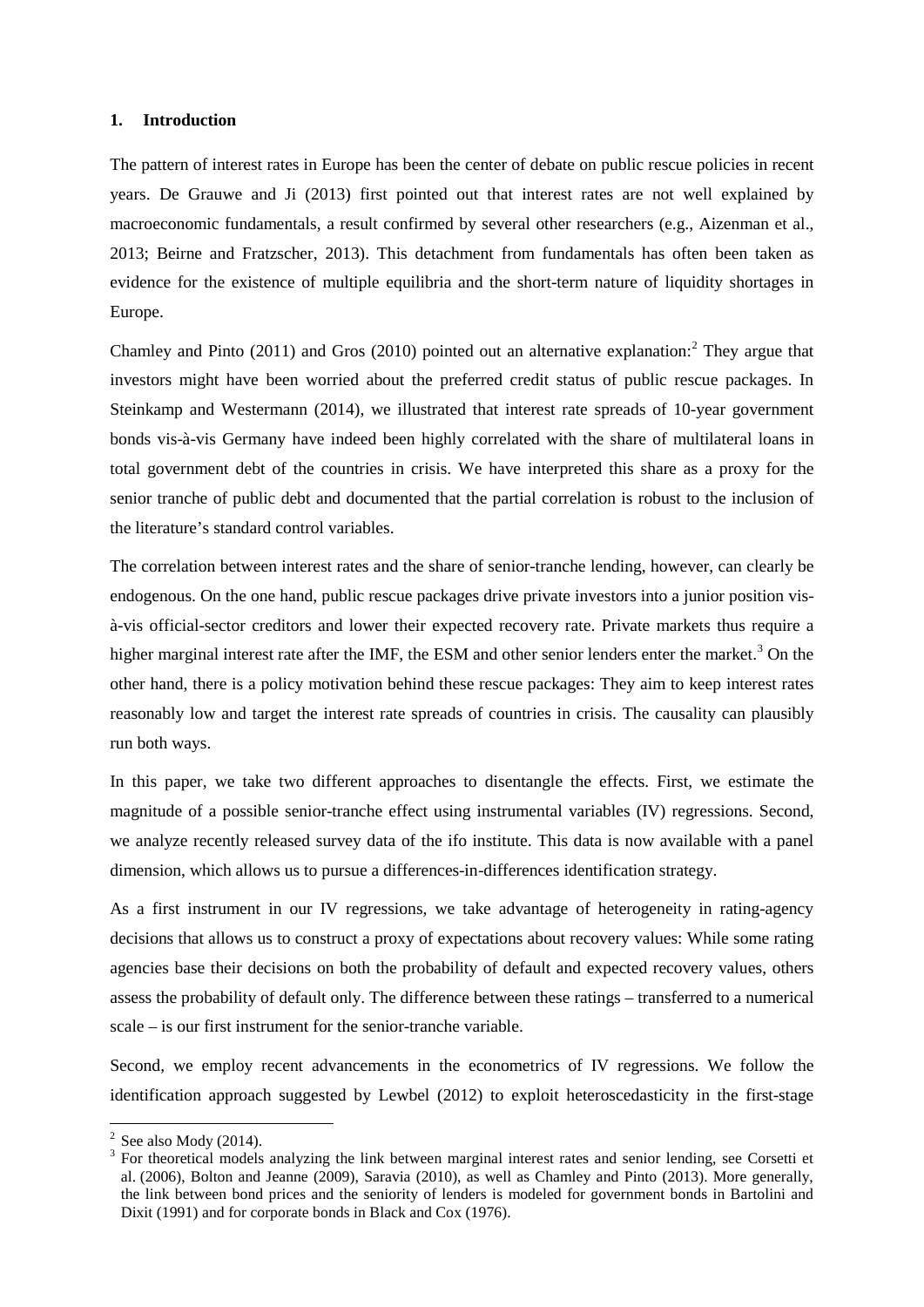## 1. Introduction

The pattern of interest rates in Europe has been the center of debate on public rescue policies in recent years. De Grauwe and Ji (2013) first pointed out that interest rates are not well explained by macroeconomic fundamentals, a result confirmed by several other researchers (e.g., Aizenman et al., 2013; Beirne and Fratzscher, 2013). This detachment from fundamentals has often been taken as evidence for the existence of multiple equilibria and the short-term nature of liquidity shortages in Europe.

Chamley and Pinto (2011) and Gros (2010) pointed out an alternative explanation:[2] They argue that investors might have been worried about the preferred credit status of public rescue packages. In Steinkamp and Westermann (2014), we illustrated that interest rate spreads of 10-year government bonds vis-à-vis Germany have indeed been highly correlated with the share of multilateral loans in total government debt of the countries in crisis. We have interpreted this share as a proxy for the senior tranche of public debt and documented that the partial correlation is robust to the inclusion of the literature's standard control variables.

The correlation between interest rates and the share of senior-tranche lending, however, can clearly be endogenous. On the one hand, public rescue packages drive private investors into a junior position vis-à-vis official-sector creditors and lower their expected recovery rate. Private markets thus require a higher marginal interest rate after the IMF, the ESM and other senior lenders enter the market.[3] On the other hand, there is a policy motivation behind these rescue packages: They aim to keep interest rates reasonably low and target the interest rate spreads of countries in crisis. The causality can plausibly run both ways.

In this paper, we take two different approaches to disentangle the effects. First, we estimate the magnitude of a possible senior-tranche effect using instrumental variables (IV) regressions. Second, we analyze recently released survey data of the ifo institute. This data is now available with a panel dimension, which allows us to pursue a differences-in-differences identification strategy.

As a first instrument in our IV regressions, we take advantage of heterogeneity in rating-agency decisions that allows us to construct a proxy of expectations about recovery values: While some rating agencies base their decisions on both the probability of default and expected recovery values, others assess the probability of default only. The difference between these ratings – transferred to a numerical scale – is our first instrument for the senior-tranche variable.

Second, we employ recent advancements in the econometrics of IV regressions. We follow the identification approach suggested by Lewbel (2012) to exploit heteroscedasticity in the first-stage

[2] See also Mody (2014).

[3] For theoretical models analyzing the link between marginal interest rates and senior lending, see Corsetti et al. (2006), Bolton and Jeanne (2009), Saravia (2010), as well as Chamley and Pinto (2013). More generally, the link between bond prices and the seniority of lenders is modeled for government bonds in Bartolini and Dixit (1991) and for corporate bonds in Black and Cox (1976).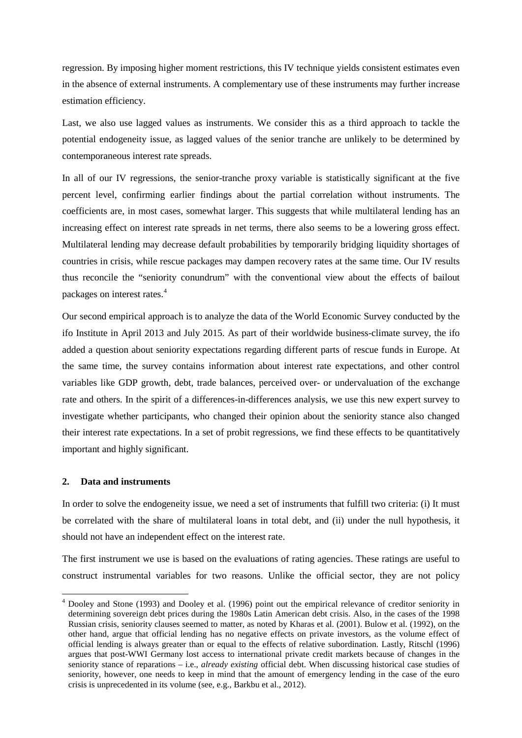regression. By imposing higher moment restrictions, this IV technique yields consistent estimates even in the absence of external instruments. A complementary use of these instruments may further increase estimation efficiency.

Last, we also use lagged values as instruments. We consider this as a third approach to tackle the potential endogeneity issue, as lagged values of the senior tranche are unlikely to be determined by contemporaneous interest rate spreads.

In all of our IV regressions, the senior-tranche proxy variable is statistically significant at the five percent level, confirming earlier findings about the partial correlation without instruments. The coefficients are, in most cases, somewhat larger. This suggests that while multilateral lending has an increasing effect on interest rate spreads in net terms, there also seems to be a lowering gross effect. Multilateral lending may decrease default probabilities by temporarily bridging liquidity shortages of countries in crisis, while rescue packages may dampen recovery rates at the same time. Our IV results thus reconcile the "seniority conundrum" with the conventional view about the effects of bailout packages on interest rates.[4]

Our second empirical approach is to analyze the data of the World Economic Survey conducted by the ifo Institute in April 2013 and July 2015. As part of their worldwide business-climate survey, the ifo added a question about seniority expectations regarding different parts of rescue funds in Europe. At the same time, the survey contains information about interest rate expectations, and other control variables like GDP growth, debt, trade balances, perceived over- or undervaluation of the exchange rate and others. In the spirit of a differences-in-differences analysis, we use this new expert survey to investigate whether participants, who changed their opinion about the seniority stance also changed their interest rate expectations. In a set of probit regressions, we find these effects to be quantitatively important and highly significant.

## 2. Data and instruments

In order to solve the endogeneity issue, we need a set of instruments that fulfill two criteria: (i) It must be correlated with the share of multilateral loans in total debt, and (ii) under the null hypothesis, it should not have an independent effect on the interest rate.

The first instrument we use is based on the evaluations of rating agencies. These ratings are useful to construct instrumental variables for two reasons. Unlike the official sector, they are not policy

[4] Dooley and Stone (1993) and Dooley et al. (1996) point out the empirical relevance of creditor seniority in determining sovereign debt prices during the 1980s Latin American debt crisis. Also, in the cases of the 1998 Russian crisis, seniority clauses seemed to matter, as noted by Kharas et al. (2001). Bulow et al. (1992), on the other hand, argue that official lending has no negative effects on private investors, as the volume effect of official lending is always greater than or equal to the effects of relative subordination. Lastly, Ritschl (1996) argues that post-WWI Germany lost access to international private credit markets because of changes in the seniority stance of reparations – i.e., *already existing* official debt. When discussing historical case studies of seniority, however, one needs to keep in mind that the amount of emergency lending in the case of the euro crisis is unprecedented in its volume (see, e.g., Barkbu et al., 2012).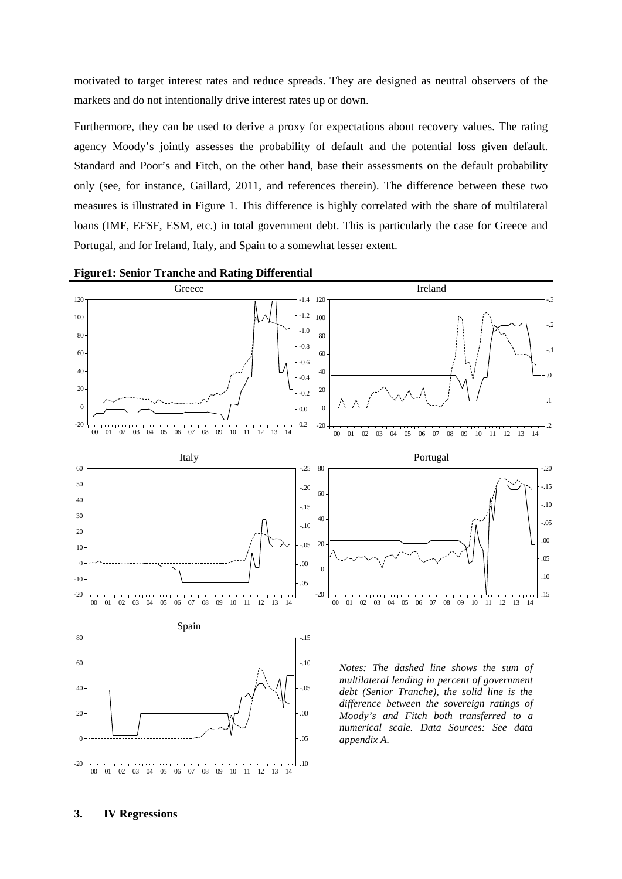motivated to target interest rates and reduce spreads. They are designed as neutral observers of the markets and do not intentionally drive interest rates up or down.

Furthermore, they can be used to derive a proxy for expectations about recovery values. The rating agency Moody's jointly assesses the probability of default and the potential loss given default. Standard and Poor's and Fitch, on the other hand, base their assessments on the default probability only (see, for instance, Gaillard, 2011, and references therein). The difference between these two measures is illustrated in Figure 1. This difference is highly correlated with the share of multilateral loans (IMF, EFSF, ESM, etc.) in total government debt. This is particularly the case for Greece and Portugal, and for Ireland, Italy, and Spain to a somewhat lesser extent.

**Figure1: Senior Tranche and Rating Differential**

*Notes: The dashed line shows the sum of multilateral lending in percent of government debt (Senior Tranche), the solid line is the difference between the sovereign ratings of Moody's and Fitch both transferred to a numerical scale. Data Sources: See data appendix A.*

## 3. IV Regressions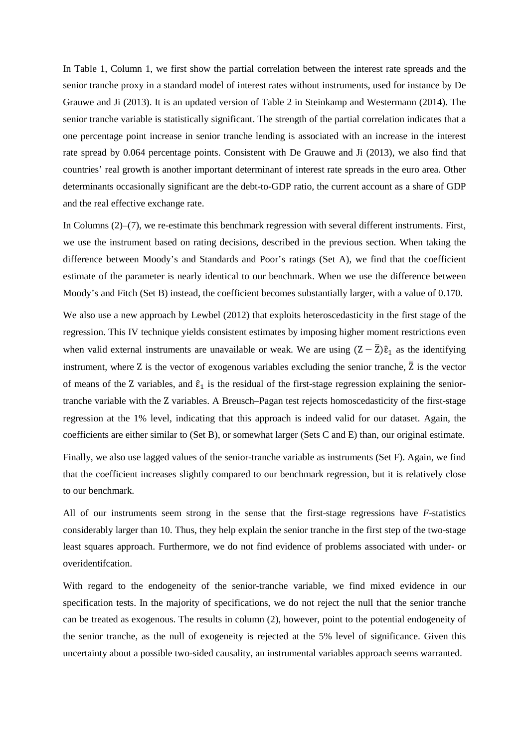In Table 1, Column 1, we first show the partial correlation between the interest rate spreads and the senior tranche proxy in a standard model of interest rates without instruments, used for instance by De Grauwe and Ji (2013). It is an updated version of Table 2 in Steinkamp and Westermann (2014). The senior tranche variable is statistically significant. The strength of the partial correlation indicates that a one percentage point increase in senior tranche lending is associated with an increase in the interest rate spread by 0.064 percentage points. Consistent with De Grauwe and Ji (2013), we also find that countries' real growth is another important determinant of interest rate spreads in the euro area. Other determinants occasionally significant are the debt-to-GDP ratio, the current account as a share of GDP and the real effective exchange rate.

In Columns (2)–(7), we re-estimate this benchmark regression with several different instruments. First, we use the instrument based on rating decisions, described in the previous section. When taking the difference between Moody's and Standards and Poor's ratings (Set A), we find that the coefficient estimate of the parameter is nearly identical to our benchmark. When we use the difference between Moody's and Fitch (Set B) instead, the coefficient becomes substantially larger, with a value of 0.170.

We also use a new approach by Lewbel (2012) that exploits heteroscedasticity in the first stage of the regression. This IV technique yields consistent estimates by imposing higher moment restrictions even when valid external instruments are unavailable or weak. We are using $(\mathrm{Z}-\bar{\mathrm{Z}})\hat{\varepsilon}_1$ as the identifying instrument, where Z is the vector of exogenous variables excluding the senior tranche, $\bar{\mathrm{Z}}$ is the vector of means of the Z variables, and $\hat{\varepsilon}_1$ is the residual of the first-stage regression explaining the senior-tranche variable with the Z variables. A Breusch–Pagan test rejects homoscedasticity of the first-stage regression at the 1% level, indicating that this approach is indeed valid for our dataset. Again, the coefficients are either similar to (Set B), or somewhat larger (Sets C and E) than, our original estimate.

Finally, we also use lagged values of the senior-tranche variable as instruments (Set F). Again, we find that the coefficient increases slightly compared to our benchmark regression, but it is relatively close to our benchmark.

All of our instruments seem strong in the sense that the first-stage regressions have *F*-statistics considerably larger than 10. Thus, they help explain the senior tranche in the first step of the two-stage least squares approach. Furthermore, we do not find evidence of problems associated with under- or overidentifcation.

With regard to the endogeneity of the senior-tranche variable, we find mixed evidence in our specification tests. In the majority of specifications, we do not reject the null that the senior tranche can be treated as exogenous. The results in column (2), however, point to the potential endogeneity of the senior tranche, as the null of exogeneity is rejected at the 5% level of significance. Given this uncertainty about a possible two-sided causality, an instrumental variables approach seems warranted.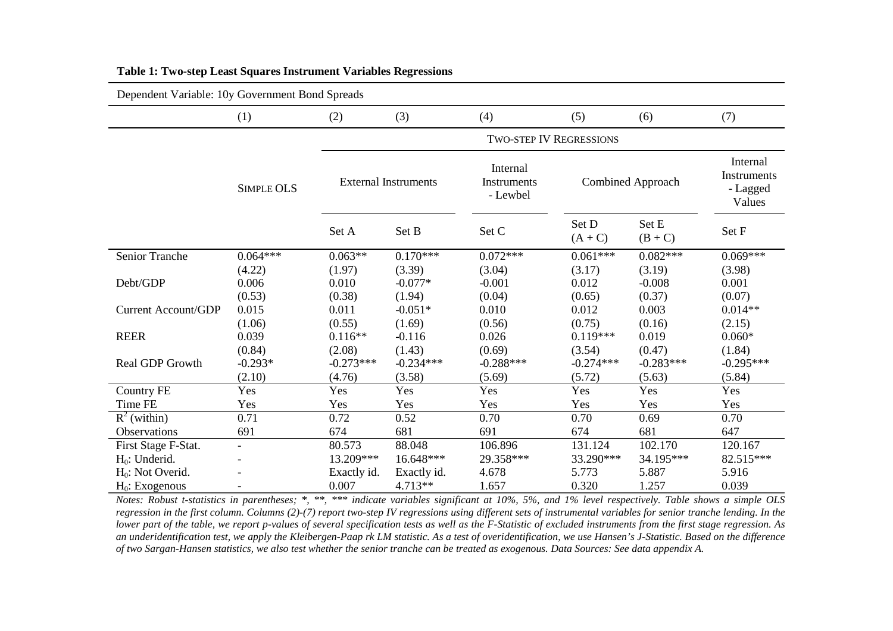**Table 1: Two-step Least Squares Instrument Variables Regressions**

| Dependent Variable: 10y Government Bond Spreads | | | | | | | |
|---|---|---|---|---|---|---|---|
| | (1) | (2) | (3) | (4) | (5) | (6) | (7) |
| | | TWO-STEP IV REGRESSIONS | | | | | |
| | SIMPLE OLS | External Instruments | | Internal Instruments - Lewbel | Combined Approach | | Internal Instruments - Lagged Values |
| | | Set A | Set B | Set C | Set D (A + C) | Set E (B + C) | Set F |
| Senior Tranche | 0.064*** | 0.063** | 0.170*** | 0.072*** | 0.061*** | 0.082*** | 0.069*** |
| | (4.22) | (1.97) | (3.39) | (3.04) | (3.17) | (3.19) | (3.98) |
| Debt/GDP | 0.006 | 0.010 | -0.077* | -0.001 | 0.012 | -0.008 | 0.001 |
| | (0.53) | (0.38) | (1.94) | (0.04) | (0.65) | (0.37) | (0.07) |
| Current Account/GDP | 0.015 | 0.011 | -0.051* | 0.010 | 0.012 | 0.003 | 0.014** |
| | (1.06) | (0.55) | (1.69) | (0.56) | (0.75) | (0.16) | (2.15) |
| REER | 0.039 | 0.116** | -0.116 | 0.026 | 0.119*** | 0.019 | 0.060* |
| | (0.84) | (2.08) | (1.43) | (0.69) | (3.54) | (0.47) | (1.84) |
| Real GDP Growth | -0.293* | -0.273*** | -0.234*** | -0.288*** | -0.274*** | -0.283*** | -0.295*** |
| | (2.10) | (4.76) | (3.58) | (5.69) | (5.72) | (5.63) | (5.84) |
| Country FE | Yes | Yes | Yes | Yes | Yes | Yes | Yes |
| Time FE | Yes | Yes | Yes | Yes | Yes | Yes | Yes |
| $R^2$ (within) | 0.71 | 0.72 | 0.52 | 0.70 | 0.70 | 0.69 | 0.70 |
| Observations | 691 | 674 | 681 | 691 | 674 | 681 | 647 |
| First Stage F-Stat. | - | 80.573 | 88.048 | 106.896 | 131.124 | 102.170 | 120.167 |
| $H_0$: Underid. | - | 13.209*** | 16.648*** | 29.358*** | 33.290*** | 34.195*** | 82.515*** |
| $H_0$: Not Overid. | - | Exactly id. | Exactly id. | 4.678 | 5.773 | 5.887 | 5.916 |
| $H_0$: Exogenous | - | 0.007 | 4.713** | 1.657 | 0.320 | 1.257 | 0.039 |

*Notes: Robust t-statistics in parentheses; *, **, *** indicate variables significant at 10%, 5%, and 1% level respectively. Table shows a simple OLS regression in the first column. Columns (2)-(7) report two-step IV regressions using different sets of instrumental variables for senior tranche lending. In the lower part of the table, we report p-values of several specification tests as well as the F-Statistic of excluded instruments from the first stage regression. As an underidentification test, we apply the Kleibergen-Paap rk LM statistic. As a test of overidentification, we use Hansen's J-Statistic. Based on the difference of two Sargan-Hansen statistics, we also test whether the senior tranche can be treated as exogenous. Data Sources: See data appendix A.*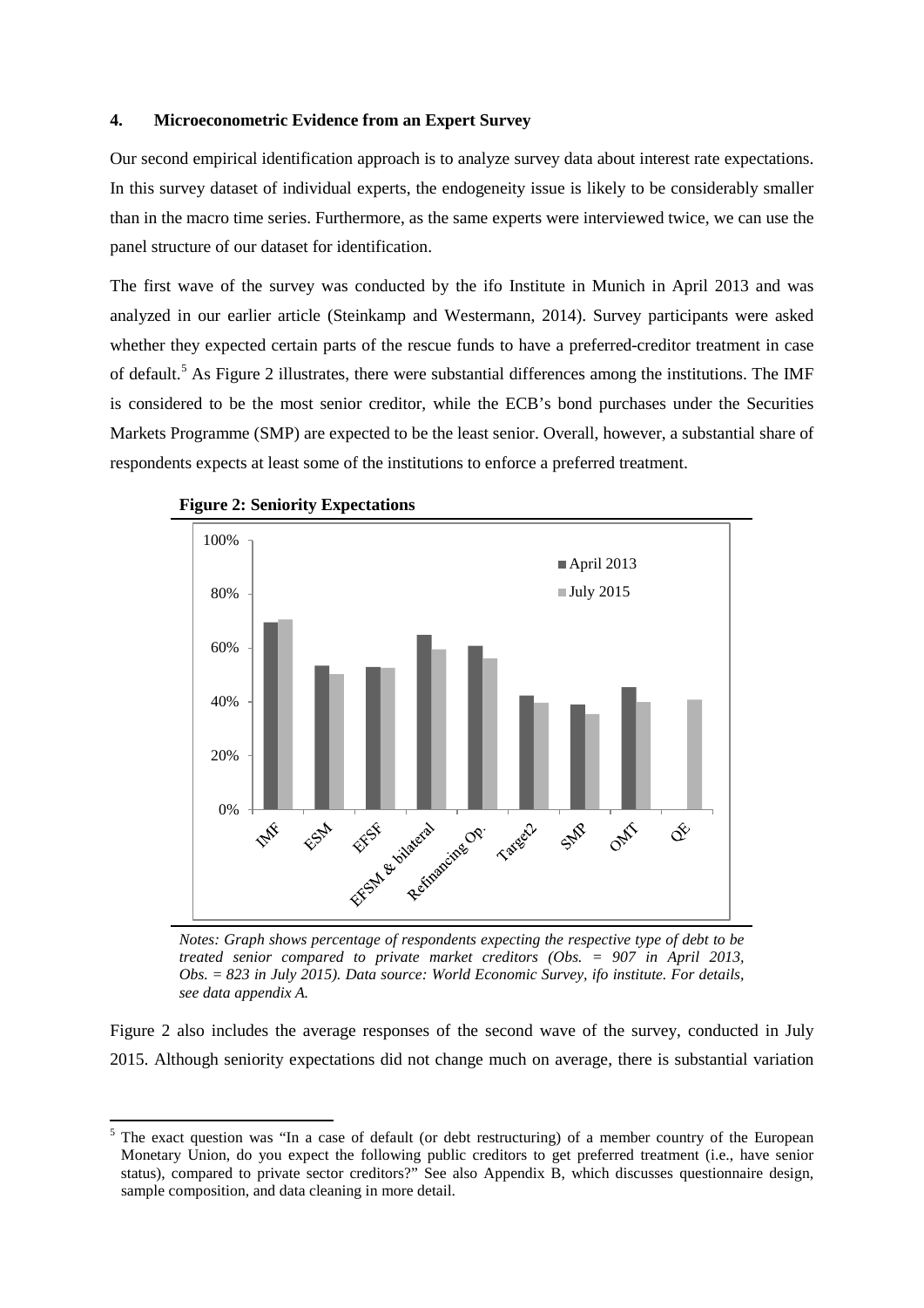## 4. Microeconometric Evidence from an Expert Survey

Our second empirical identification approach is to analyze survey data about interest rate expectations. In this survey dataset of individual experts, the endogeneity issue is likely to be considerably smaller than in the macro time series. Furthermore, as the same experts were interviewed twice, we can use the panel structure of our dataset for identification.

The first wave of the survey was conducted by the ifo Institute in Munich in April 2013 and was analyzed in our earlier article (Steinkamp and Westermann, 2014). Survey participants were asked whether they expected certain parts of the rescue funds to have a preferred-creditor treatment in case of default.[5] As Figure 2 illustrates, there were substantial differences among the institutions. The IMF is considered to be the most senior creditor, while the ECB's bond purchases under the Securities Markets Programme (SMP) are expected to be the least senior. Overall, however, a substantial share of respondents expects at least some of the institutions to enforce a preferred treatment.

**Figure 2: Seniority Expectations**

*Notes: Graph shows percentage of respondents expecting the respective type of debt to be treated senior compared to private market creditors (Obs. = 907 in April 2013, Obs. = 823 in July 2015). Data source: World Economic Survey, ifo institute. For details, see data appendix A.*

Figure 2 also includes the average responses of the second wave of the survey, conducted in July 2015. Although seniority expectations did not change much on average, there is substantial variation

---

[5] The exact question was "In a case of default (or debt restructuring) of a member country of the European Monetary Union, do you expect the following public creditors to get preferred treatment (i.e., have senior status), compared to private sector creditors?" See also Appendix B, which discusses questionnaire design, sample composition, and data cleaning in more detail.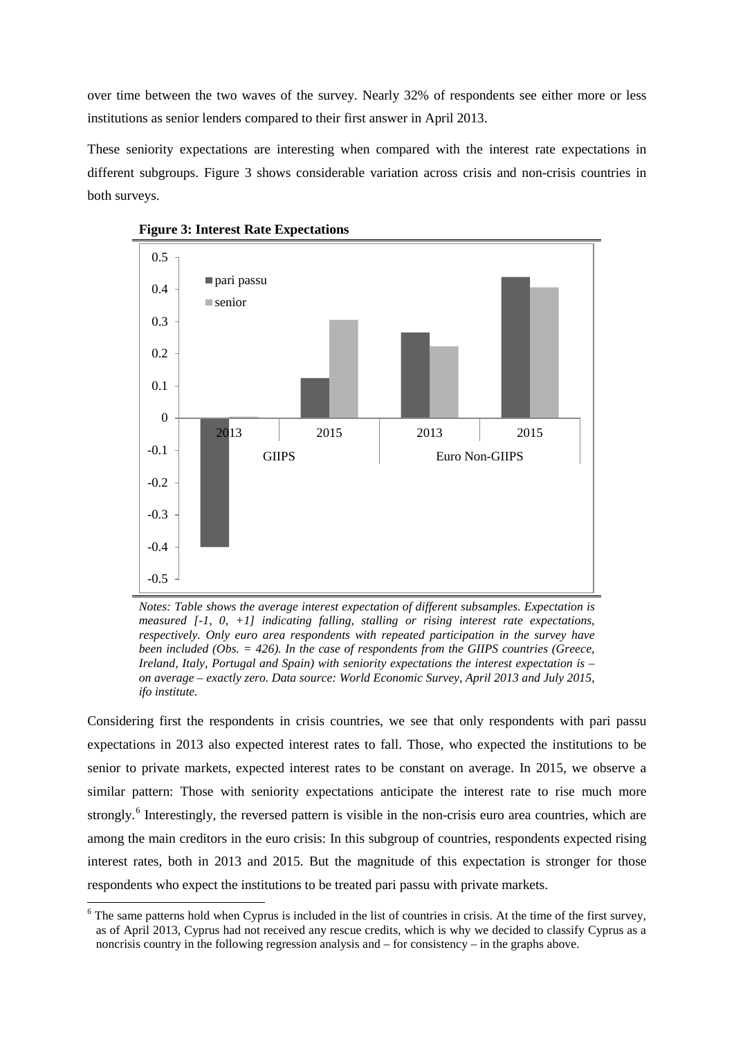over time between the two waves of the survey. Nearly 32% of respondents see either more or less institutions as senior lenders compared to their first answer in April 2013.

These seniority expectations are interesting when compared with the interest rate expectations in different subgroups. Figure 3 shows considerable variation across crisis and non-crisis countries in both surveys.

**Figure 3: Interest Rate Expectations**

*Notes: Table shows the average interest expectation of different subsamples. Expectation is measured [-1, 0, +1] indicating falling, stalling or rising interest rate expectations, respectively. Only euro area respondents with repeated participation in the survey have been included (Obs. = 426). In the case of respondents from the GIIPS countries (Greece, Ireland, Italy, Portugal and Spain) with seniority expectations the interest expectation is – on average – exactly zero. Data source: World Economic Survey, April 2013 and July 2015, ifo institute.*

Considering first the respondents in crisis countries, we see that only respondents with pari passu expectations in 2013 also expected interest rates to fall. Those, who expected the institutions to be senior to private markets, expected interest rates to be constant on average. In 2015, we observe a similar pattern: Those with seniority expectations anticipate the interest rate to rise much more strongly.[6] Interestingly, the reversed pattern is visible in the non-crisis euro area countries, which are among the main creditors in the euro crisis: In this subgroup of countries, respondents expected rising interest rates, both in 2013 and 2015. But the magnitude of this expectation is stronger for those respondents who expect the institutions to be treated pari passu with private markets.

[6] The same patterns hold when Cyprus is included in the list of countries in crisis. At the time of the first survey, as of April 2013, Cyprus had not received any rescue credits, which is why we decided to classify Cyprus as a noncrisis country in the following regression analysis and – for consistency – in the graphs above.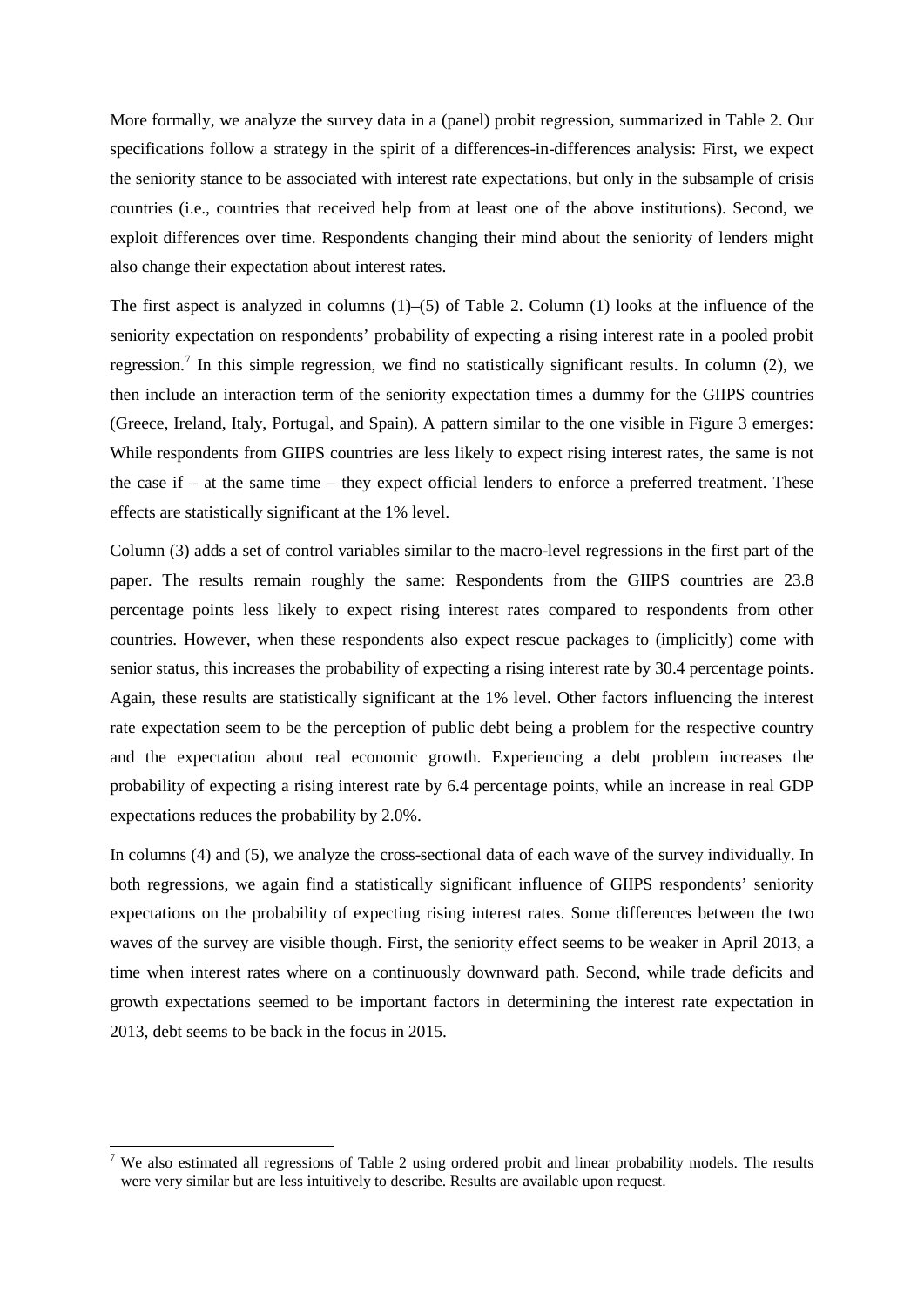More formally, we analyze the survey data in a (panel) probit regression, summarized in Table 2. Our specifications follow a strategy in the spirit of a differences-in-differences analysis: First, we expect the seniority stance to be associated with interest rate expectations, but only in the subsample of crisis countries (i.e., countries that received help from at least one of the above institutions). Second, we exploit differences over time. Respondents changing their mind about the seniority of lenders might also change their expectation about interest rates.

The first aspect is analyzed in columns (1)–(5) of Table 2. Column (1) looks at the influence of the seniority expectation on respondents' probability of expecting a rising interest rate in a pooled probit regression.[7] In this simple regression, we find no statistically significant results. In column (2), we then include an interaction term of the seniority expectation times a dummy for the GIIPS countries (Greece, Ireland, Italy, Portugal, and Spain). A pattern similar to the one visible in Figure 3 emerges: While respondents from GIIPS countries are less likely to expect rising interest rates, the same is not the case if – at the same time – they expect official lenders to enforce a preferred treatment. These effects are statistically significant at the 1% level.

Column (3) adds a set of control variables similar to the macro-level regressions in the first part of the paper. The results remain roughly the same: Respondents from the GIIPS countries are 23.8 percentage points less likely to expect rising interest rates compared to respondents from other countries. However, when these respondents also expect rescue packages to (implicitly) come with senior status, this increases the probability of expecting a rising interest rate by 30.4 percentage points. Again, these results are statistically significant at the 1% level. Other factors influencing the interest rate expectation seem to be the perception of public debt being a problem for the respective country and the expectation about real economic growth. Experiencing a debt problem increases the probability of expecting a rising interest rate by 6.4 percentage points, while an increase in real GDP expectations reduces the probability by 2.0%.

In columns (4) and (5), we analyze the cross-sectional data of each wave of the survey individually. In both regressions, we again find a statistically significant influence of GIIPS respondents' seniority expectations on the probability of expecting rising interest rates. Some differences between the two waves of the survey are visible though. First, the seniority effect seems to be weaker in April 2013, a time when interest rates where on a continuously downward path. Second, while trade deficits and growth expectations seemed to be important factors in determining the interest rate expectation in 2013, debt seems to be back in the focus in 2015.

---

[7] We also estimated all regressions of Table 2 using ordered probit and linear probability models. The results were very similar but are less intuitively to describe. Results are available upon request.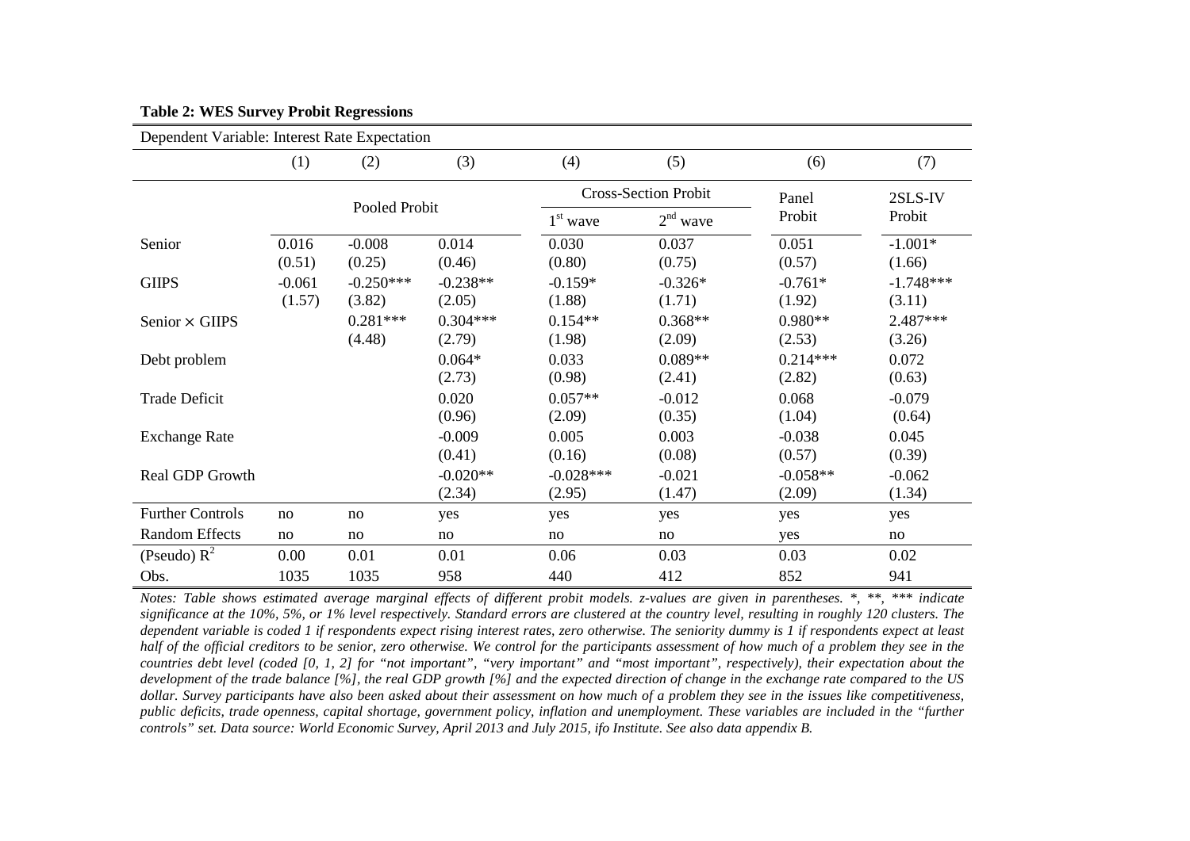**Table 2: WES Survey Probit Regressions**

| Dependent Variable: Interest Rate Expectation | | | | | | | |
|---|---|---|---|---|---|---|---|
| | (1) | (2) | (3) | (4) | (5) | (6) | (7) |
| | Pooled Probit | | | Cross-Section Probit | | Panel Probit | 2SLS-IV Probit |
| | | | | $1^{st}$ wave | $2^{nd}$ wave | | |
| Senior | 0.016 | -0.008 | 0.014 | 0.030 | 0.037 | 0.051 | -1.001* |
| | (0.51) | (0.25) | (0.46) | (0.80) | (0.75) | (0.57) | (1.66) |
| GIIPS | -0.061 | -0.250*** | -0.238** | -0.159* | -0.326* | -0.761* | -1.748*** |
| | (1.57) | (3.82) | (2.05) | (1.88) | (1.71) | (1.92) | (3.11) |
| Senior × GIIPS | | 0.281*** | 0.304*** | 0.154** | 0.368** | 0.980** | 2.487*** |
| | | (4.48) | (2.79) | (1.98) | (2.09) | (2.53) | (3.26) |
| Debt problem | | | 0.064* | 0.033 | 0.089** | 0.214*** | 0.072 |
| | | | (2.73) | (0.98) | (2.41) | (2.82) | (0.63) |
| Trade Deficit | | | 0.020 | 0.057** | -0.012 | 0.068 | -0.079 |
| | | | (0.96) | (2.09) | (0.35) | (1.04) | (0.64) |
| Exchange Rate | | | -0.009 | 0.005 | 0.003 | -0.038 | 0.045 |
| | | | (0.41) | (0.16) | (0.08) | (0.57) | (0.39) |
| Real GDP Growth | | | -0.020** | -0.028*** | -0.021 | -0.058** | -0.062 |
| | | | (2.34) | (2.95) | (1.47) | (2.09) | (1.34) |
| Further Controls | no | no | yes | yes | yes | yes | yes |
| Random Effects | no | no | no | no | no | yes | no |
| (Pseudo) $R^2$ | 0.00 | 0.01 | 0.01 | 0.06 | 0.03 | 0.03 | 0.02 |
| Obs. | 1035 | 1035 | 958 | 440 | 412 | 852 | 941 |

*Notes: Table shows estimated average marginal effects of different probit models. z-values are given in parentheses. *, **, *** indicate significance at the 10%, 5%, or 1% level respectively. Standard errors are clustered at the country level, resulting in roughly 120 clusters. The dependent variable is coded 1 if respondents expect rising interest rates, zero otherwise. The seniority dummy is 1 if respondents expect at least half of the official creditors to be senior, zero otherwise. We control for the participants assessment of how much of a problem they see in the countries debt level (coded [0, 1, 2] for "not important", "very important" and "most important", respectively), their expectation about the development of the trade balance [%], the real GDP growth [%] and the expected direction of change in the exchange rate compared to the US dollar. Survey participants have also been asked about their assessment on how much of a problem they see in the issues like competitiveness, public deficits, trade openness, capital shortage, government policy, inflation and unemployment. These variables are included in the "further controls" set. Data source: World Economic Survey, April 2013 and July 2015, ifo Institute. See also data appendix B.*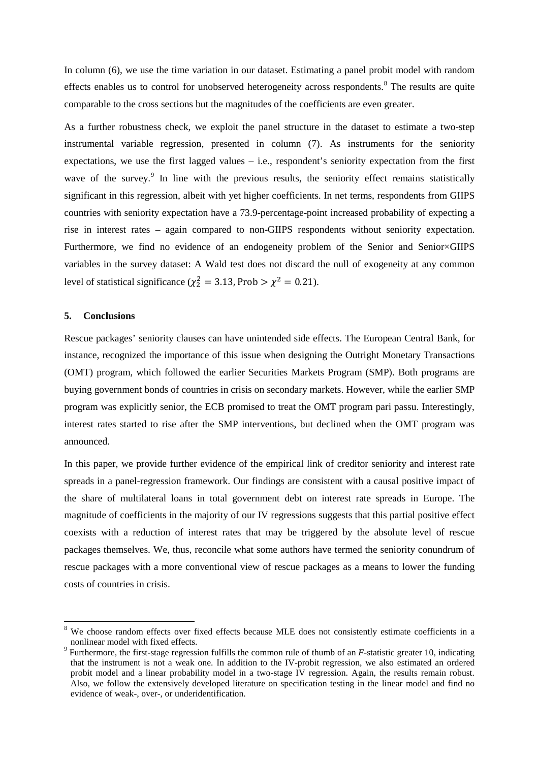In column (6), we use the time variation in our dataset. Estimating a panel probit model with random effects enables us to control for unobserved heterogeneity across respondents.[8] The results are quite comparable to the cross sections but the magnitudes of the coefficients are even greater.

As a further robustness check, we exploit the panel structure in the dataset to estimate a two-step instrumental variable regression, presented in column (7). As instruments for the seniority expectations, we use the first lagged values – i.e., respondent's seniority expectation from the first wave of the survey.[9] In line with the previous results, the seniority effect remains statistically significant in this regression, albeit with yet higher coefficients. In net terms, respondents from GIIPS countries with seniority expectation have a 73.9-percentage-point increased probability of expecting a rise in interest rates – again compared to non-GIIPS respondents without seniority expectation. Furthermore, we find no evidence of an endogeneity problem of the Senior and Senior×GIIPS variables in the survey dataset: A Wald test does not discard the null of exogeneity at any common level of statistical significance ($\chi_2^2 = 3.13, \text{Prob} > \chi^2 = 0.21$).

## 5. Conclusions

Rescue packages' seniority clauses can have unintended side effects. The European Central Bank, for instance, recognized the importance of this issue when designing the Outright Monetary Transactions (OMT) program, which followed the earlier Securities Markets Program (SMP). Both programs are buying government bonds of countries in crisis on secondary markets. However, while the earlier SMP program was explicitly senior, the ECB promised to treat the OMT program pari passu. Interestingly, interest rates started to rise after the SMP interventions, but declined when the OMT program was announced.

In this paper, we provide further evidence of the empirical link of creditor seniority and interest rate spreads in a panel-regression framework. Our findings are consistent with a causal positive impact of the share of multilateral loans in total government debt on interest rate spreads in Europe. The magnitude of coefficients in the majority of our IV regressions suggests that this partial positive effect coexists with a reduction of interest rates that may be triggered by the absolute level of rescue packages themselves. We, thus, reconcile what some authors have termed the seniority conundrum of rescue packages with a more conventional view of rescue packages as a means to lower the funding costs of countries in crisis.

---

[8] We choose random effects over fixed effects because MLE does not consistently estimate coefficients in a nonlinear model with fixed effects.

[9] Furthermore, the first-stage regression fulfills the common rule of thumb of an *F*-statistic greater 10, indicating that the instrument is not a weak one. In addition to the IV-probit regression, we also estimated an ordered probit model and a linear probability model in a two-stage IV regression. Again, the results remain robust. Also, we follow the extensively developed literature on specification testing in the linear model and find no evidence of weak-, over-, or underidentification.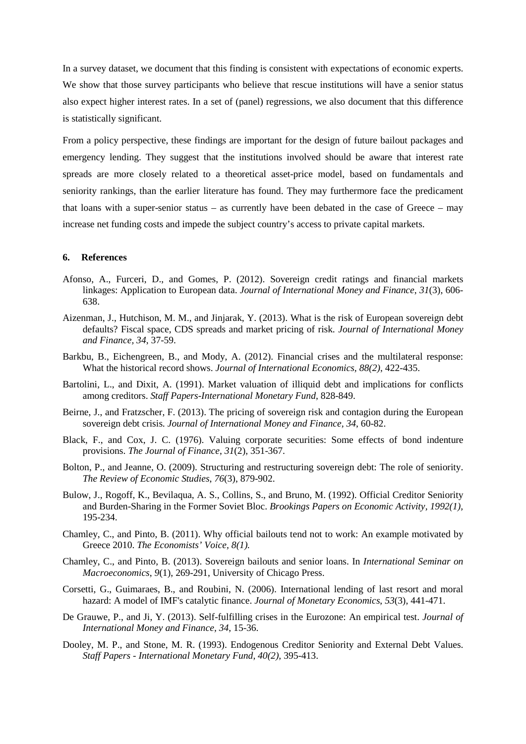In a survey dataset, we document that this finding is consistent with expectations of economic experts. We show that those survey participants who believe that rescue institutions will have a senior status also expect higher interest rates. In a set of (panel) regressions, we also document that this difference is statistically significant.

From a policy perspective, these findings are important for the design of future bailout packages and emergency lending. They suggest that the institutions involved should be aware that interest rate spreads are more closely related to a theoretical asset-price model, based on fundamentals and seniority rankings, than the earlier literature has found. They may furthermore face the predicament that loans with a super-senior status – as currently have been debated in the case of Greece – may increase net funding costs and impede the subject country's access to private capital markets.

## 6. References

Afonso, A., Furceri, D., and Gomes, P. (2012). Sovereign credit ratings and financial markets linkages: Application to European data. *Journal of International Money and Finance*, *31*(3), 606-638.

Aizenman, J., Hutchison, M. M., and Jinjarak, Y. (2013). What is the risk of European sovereign debt defaults? Fiscal space, CDS spreads and market pricing of risk. *Journal of International Money and Finance, 34*, 37-59.

Barkbu, B., Eichengreen, B., and Mody, A. (2012). Financial crises and the multilateral response: What the historical record shows. *Journal of International Economics, 88(2)*, 422-435.

Bartolini, L., and Dixit, A. (1991). Market valuation of illiquid debt and implications for conflicts among creditors. *Staff Papers-International Monetary Fund*, 828-849.

Beirne, J., and Fratzscher, F. (2013). The pricing of sovereign risk and contagion during the European sovereign debt crisis. *Journal of International Money and Finance, 34*, 60-82.

Black, F., and Cox, J. C. (1976). Valuing corporate securities: Some effects of bond indenture provisions. *The Journal of Finance*, *31*(2), 351-367.

Bolton, P., and Jeanne, O. (2009). Structuring and restructuring sovereign debt: The role of seniority. *The Review of Economic Studies*, *76*(3), 879-902.

Bulow, J., Rogoff, K., Bevilaqua, A. S., Collins, S., and Bruno, M. (1992). Official Creditor Seniority and Burden-Sharing in the Former Soviet Bloc. *Brookings Papers on Economic Activity, 1992(1)*, 195-234.

Chamley, C., and Pinto, B. (2011). Why official bailouts tend not to work: An example motivated by Greece 2010. *The Economists' Voice, 8(1).*

Chamley, C., and Pinto, B. (2013). Sovereign bailouts and senior loans. In *International Seminar on Macroeconomics*, *9*(1), 269-291, University of Chicago Press.

Corsetti, G., Guimaraes, B., and Roubini, N. (2006). International lending of last resort and moral hazard: A model of IMF's catalytic finance. *Journal of Monetary Economics*, *53*(3), 441-471.

De Grauwe, P., and Ji, Y. (2013). Self-fulfilling crises in the Eurozone: An empirical test. *Journal of International Money and Finance, 34*, 15-36.

Dooley, M. P., and Stone, M. R. (1993). Endogenous Creditor Seniority and External Debt Values. *Staff Papers - International Monetary Fund, 40(2)*, 395-413.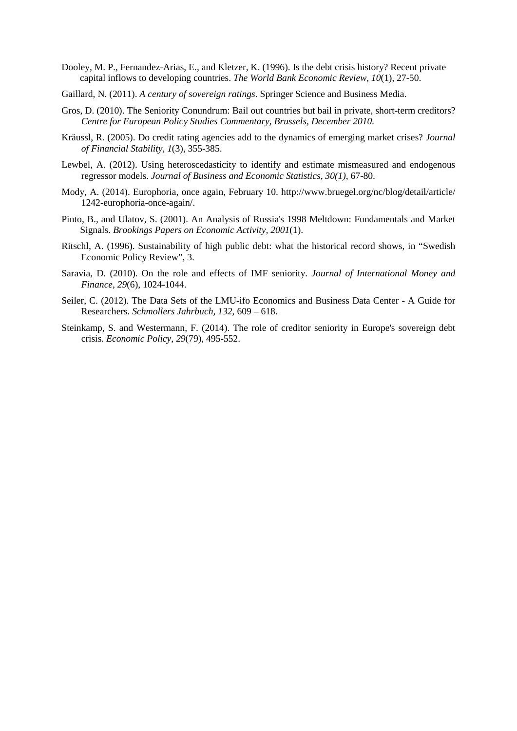Dooley, M. P., Fernandez-Arias, E., and Kletzer, K. (1996). Is the debt crisis history? Recent private capital inflows to developing countries. *The World Bank Economic Review*, *10*(1), 27-50.

Gaillard, N. (2011). *A century of sovereign ratings*. Springer Science and Business Media.

Gros, D. (2010). The Seniority Conundrum: Bail out countries but bail in private, short-term creditors? *Centre for European Policy Studies Commentary, Brussels, December 2010*.

Kräussl, R. (2005). Do credit rating agencies add to the dynamics of emerging market crises? *Journal of Financial Stability*, *1*(3), 355-385.

Lewbel, A. (2012). Using heteroscedasticity to identify and estimate mismeasured and endogenous regressor models. *Journal of Business and Economic Statistics*, *30(1)*, 67-80.

Mody, A. (2014). Europhoria, once again, February 10. http://www.bruegel.org/nc/blog/detail/article/1242-europhoria-once-again/.

Pinto, B., and Ulatov, S. (2001). An Analysis of Russia's 1998 Meltdown: Fundamentals and Market Signals. *Brookings Papers on Economic Activity*, *2001*(1).

Ritschl, A. (1996). Sustainability of high public debt: what the historical record shows, in "Swedish Economic Policy Review", 3.

Saravia, D. (2010). On the role and effects of IMF seniority. *Journal of International Money and Finance*, *29*(6), 1024-1044.

Seiler, C. (2012). The Data Sets of the LMU-ifo Economics and Business Data Center - A Guide for Researchers. *Schmollers Jahrbuch, 132*, 609 – 618.

Steinkamp, S. and Westermann, F. (2014). The role of creditor seniority in Europe's sovereign debt crisis*. Economic Policy*, *29*(79), 495-552.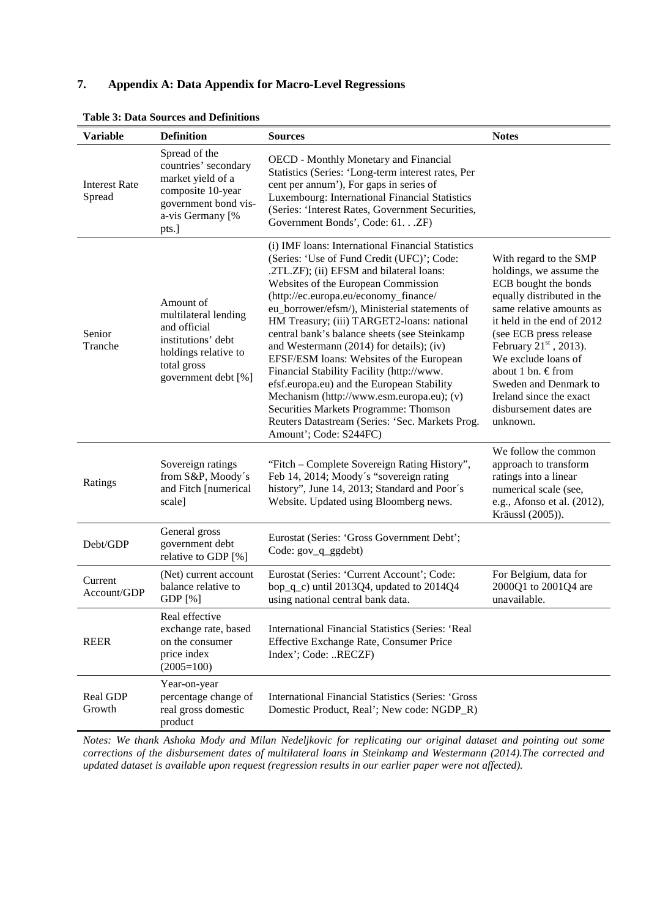## 7. Appendix A: Data Appendix for Macro-Level Regressions

**Table 3: Data Sources and Definitions**

| Variable | Definition | Sources | Notes |
|---|---|---|---|
| Interest Rate Spread | Spread of the countries' secondary market yield of a composite 10-year government bond vis-a-vis Germany [% pts.] | OECD - Monthly Monetary and Financial Statistics (Series: 'Long-term interest rates, Per cent per annum'), For gaps in series of Luxembourg: International Financial Statistics (Series: 'Interest Rates, Government Securities, Government Bonds', Code: 61. . .ZF) | |
| Senior Tranche | Amount of multilateral lending and official institutions' debt holdings relative to total gross government debt [%] | (i) IMF loans: International Financial Statistics (Series: 'Use of Fund Credit (UFC)'; Code: .2TL.ZF); (ii) EFSM and bilateral loans: Websites of the European Commission (http://ec.europa.eu/economy_finance/eu_borrower/efsm/), Ministerial statements of HM Treasury; (iii) TARGET2-loans: national central bank's balance sheets (see Steinkamp and Westermann (2014) for details); (iv) EFSF/ESM loans: Websites of the European Financial Stability Facility (http://www.efsf.europa.eu) and the European Stability Mechanism (http://www.esm.europa.eu); (v) Securities Markets Programme: Thomson Reuters Datastream (Series: 'Sec. Markets Prog. Amount'; Code: S244FC) | With regard to the SMP holdings, we assume the ECB bought the bonds equally distributed in the same relative amounts as it held in the end of 2012 (see ECB press release February 21st , 2013). We exclude loans of about 1 bn. € from Sweden and Denmark to Ireland since the exact disbursement dates are unknown. |
| Ratings | Sovereign ratings from S&P, Moody´s and Fitch [numerical scale] | "Fitch – Complete Sovereign Rating History", Feb 14, 2014; Moody´s "sovereign rating history", June 14, 2013; Standard and Poor´s Website. Updated using Bloomberg news. | We follow the common approach to transform ratings into a linear numerical scale (see, e.g., Afonso et al. (2012), Kräussl (2005)). |
| Debt/GDP | General gross government debt relative to GDP [%] | Eurostat (Series: 'Gross Government Debt'; Code: gov_q_ggdebt) | |
| Current Account/GDP | (Net) current account balance relative to GDP [%] | Eurostat (Series: 'Current Account'; Code: bop_q_c) until 2013Q4, updated to 2014Q4 using national central bank data. | For Belgium, data for 2000Q1 to 2001Q4 are unavailable. |
| REER | Real effective exchange rate, based on the consumer price index (2005=100) | International Financial Statistics (Series: 'Real Effective Exchange Rate, Consumer Price Index'; Code: ..RECZF) | |
| Real GDP Growth | Year-on-year percentage change of real gross domestic product | International Financial Statistics (Series: 'Gross Domestic Product, Real'; New code: NGDP_R) | |

*Notes: We thank Ashoka Mody and Milan Nedeljkovic for replicating our original dataset and pointing out some corrections of the disbursement dates of multilateral loans in Steinkamp and Westermann (2014).The corrected and updated dataset is available upon request (regression results in our earlier paper were not affected).*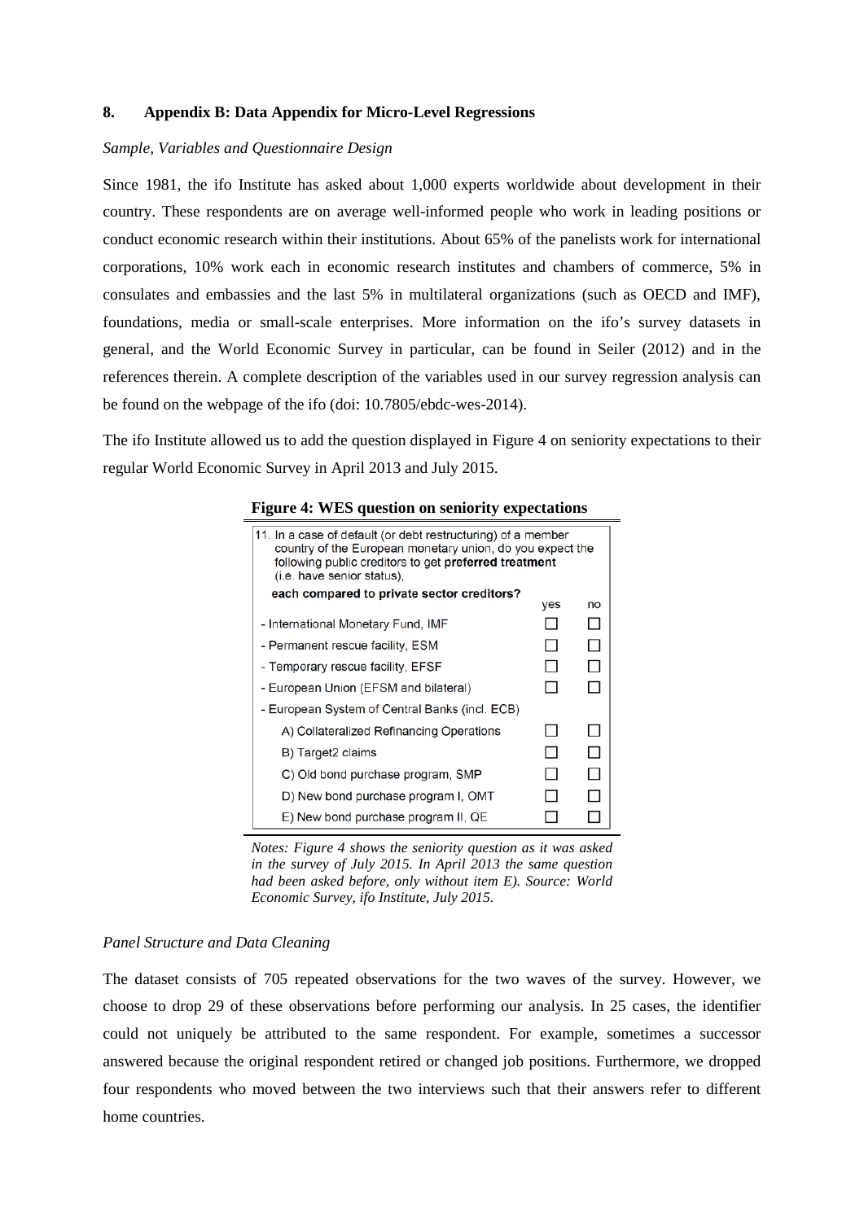## 8. Appendix B: Data Appendix for Micro-Level Regressions

*Sample, Variables and Questionnaire Design*

Since 1981, the ifo Institute has asked about 1,000 experts worldwide about development in their country. These respondents are on average well-informed people who work in leading positions or conduct economic research within their institutions. About 65% of the panelists work for international corporations, 10% work each in economic research institutes and chambers of commerce, 5% in consulates and embassies and the last 5% in multilateral organizations (such as OECD and IMF), foundations, media or small-scale enterprises. More information on the ifo's survey datasets in general, and the World Economic Survey in particular, can be found in Seiler (2012) and in the references therein. A complete description of the variables used in our survey regression analysis can be found on the webpage of the ifo (doi: 10.7805/ebdc-wes-2014).

The ifo Institute allowed us to add the question displayed in Figure 4 on seniority expectations to their regular World Economic Survey in April 2013 and July 2015.

**Figure 4: WES question on seniority expectations**

11. In a case of default (or debt restructuring) of a member country of the European monetary union, do you expect the following public creditors to get **preferred treatment** (i.e. have senior status),
**each compared to private sector creditors?**

| | yes | no |
|---|---|---|
| - International Monetary Fund, IMF | ☐ | ☐ |
| - Permanent rescue facility, ESM | ☐ | ☐ |
| - Temporary rescue facility, EFSF | ☐ | ☐ |
| - European Union (EFSM and bilateral) | ☐ | ☐ |
| - European System of Central Banks (incl. ECB) | | |
| A) Collateralized Refinancing Operations | ☐ | ☐ |
| B) Target2 claims | ☐ | ☐ |
| C) Old bond purchase program, SMP | ☐ | ☐ |
| D) New bond purchase program I, OMT | ☐ | ☐ |
| E) New bond purchase program II, QE | ☐ | ☐ |

*Notes: Figure 4 shows the seniority question as it was asked in the survey of July 2015. In April 2013 the same question had been asked before, only without item E). Source: World Economic Survey, ifo Institute, July 2015.*

*Panel Structure and Data Cleaning*

The dataset consists of 705 repeated observations for the two waves of the survey. However, we choose to drop 29 of these observations before performing our analysis. In 25 cases, the identifier could not uniquely be attributed to the same respondent. For example, sometimes a successor answered because the original respondent retired or changed job positions. Furthermore, we dropped four respondents who moved between the two interviews such that their answers refer to different home countries.